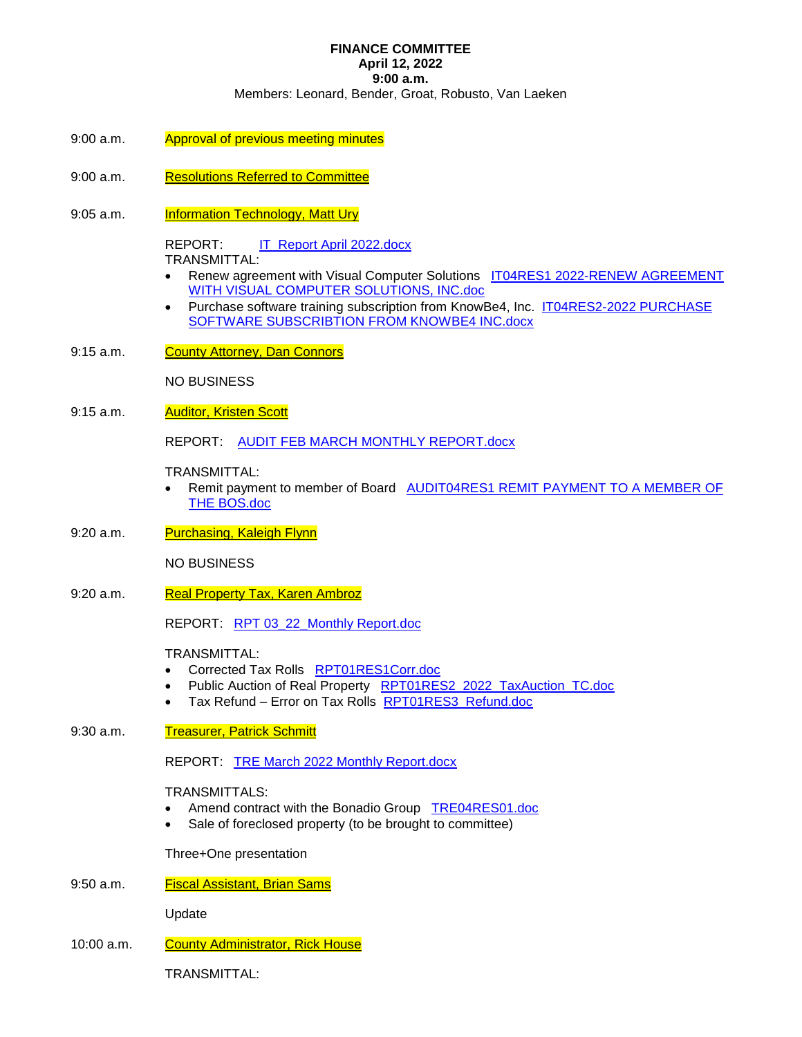**FINANCE COMMITTEE**
**April 12, 2022**
**9:00 a.m.**
Members: Leonard, Bender, Groat, Robusto, Van Laeken

9:00 a.m. Approval of previous meeting minutes

9:00 a.m. Resolutions Referred to Committee

9:05 a.m. Information Technology, Matt Ury

REPORT: IT_Report April 2022.docx
TRANSMITTAL:

- Renew agreement with Visual Computer Solutions IT04RES1 2022-RENEW AGREEMENT WITH VISUAL COMPUTER SOLUTIONS, INC.doc
- Purchase software training subscription from KnowBe4, Inc. IT04RES2-2022 PURCHASE SOFTWARE SUBSCRIBTION FROM KNOWBE4 INC.docx

9:15 a.m. County Attorney, Dan Connors

NO BUSINESS

9:15 a.m. Auditor, Kristen Scott

REPORT: AUDIT FEB MARCH MONTHLY REPORT.docx

TRANSMITTAL:

- Remit payment to member of Board AUDIT04RES1 REMIT PAYMENT TO A MEMBER OF THE BOS.doc

9:20 a.m. Purchasing, Kaleigh Flynn

NO BUSINESS

9:20 a.m. Real Property Tax, Karen Ambroz

REPORT: RPT 03_22_Monthly Report.doc

TRANSMITTAL:

- Corrected Tax Rolls RPT01RES1Corr.doc
- Public Auction of Real Property RPT01RES2_2022_TaxAuction_TC.doc
- Tax Refund – Error on Tax Rolls RPT01RES3_Refund.doc

9:30 a.m. Treasurer, Patrick Schmitt

REPORT: TRE March 2022 Monthly Report.docx

TRANSMITTALS:

- Amend contract with the Bonadio Group TRE04RES01.doc
- Sale of foreclosed property (to be brought to committee)

Three+One presentation

9:50 a.m. Fiscal Assistant, Brian Sams

Update

10:00 a.m. County Administrator, Rick House

TRANSMITTAL: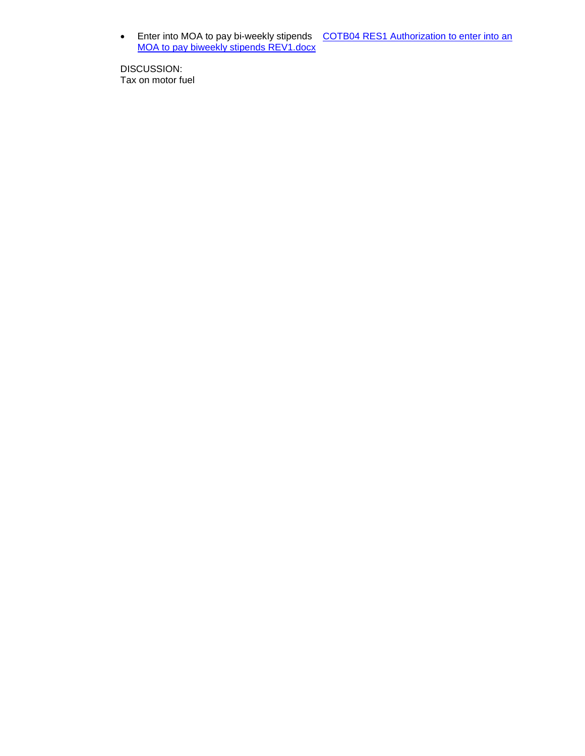- Enter into MOA to pay bi-weekly stipends COTB04 RES1 Authorization to enter into an MOA to pay biweekly stipends REV1.docx

DISCUSSION:
Tax on motor fuel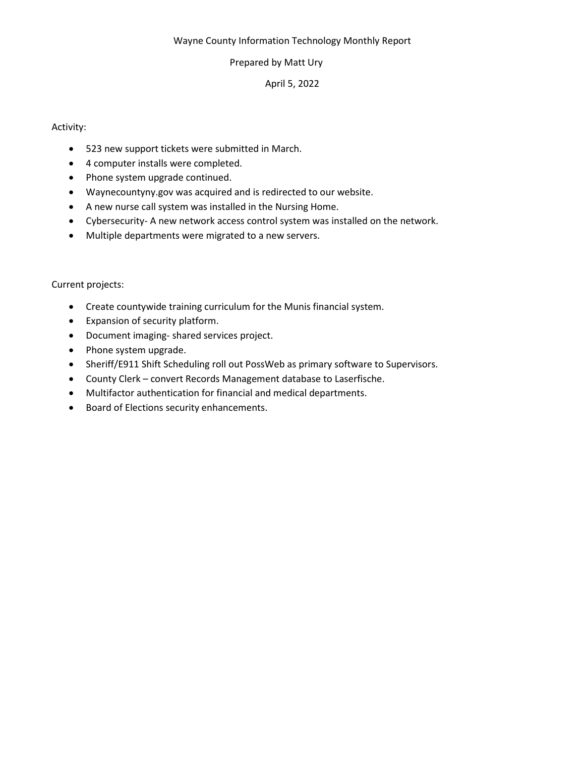Wayne County Information Technology Monthly Report

Prepared by Matt Ury

April 5, 2022

Activity:

- 523 new support tickets were submitted in March.
- 4 computer installs were completed.
- Phone system upgrade continued.
- Waynecountyny.gov was acquired and is redirected to our website.
- A new nurse call system was installed in the Nursing Home.
- Cybersecurity- A new network access control system was installed on the network.
- Multiple departments were migrated to a new servers.

Current projects:

- Create countywide training curriculum for the Munis financial system.
- Expansion of security platform.
- Document imaging- shared services project.
- Phone system upgrade.
- Sheriff/E911 Shift Scheduling roll out PossWeb as primary software to Supervisors.
- County Clerk – convert Records Management database to Laserfische.
- Multifactor authentication for financial and medical departments.
- Board of Elections security enhancements.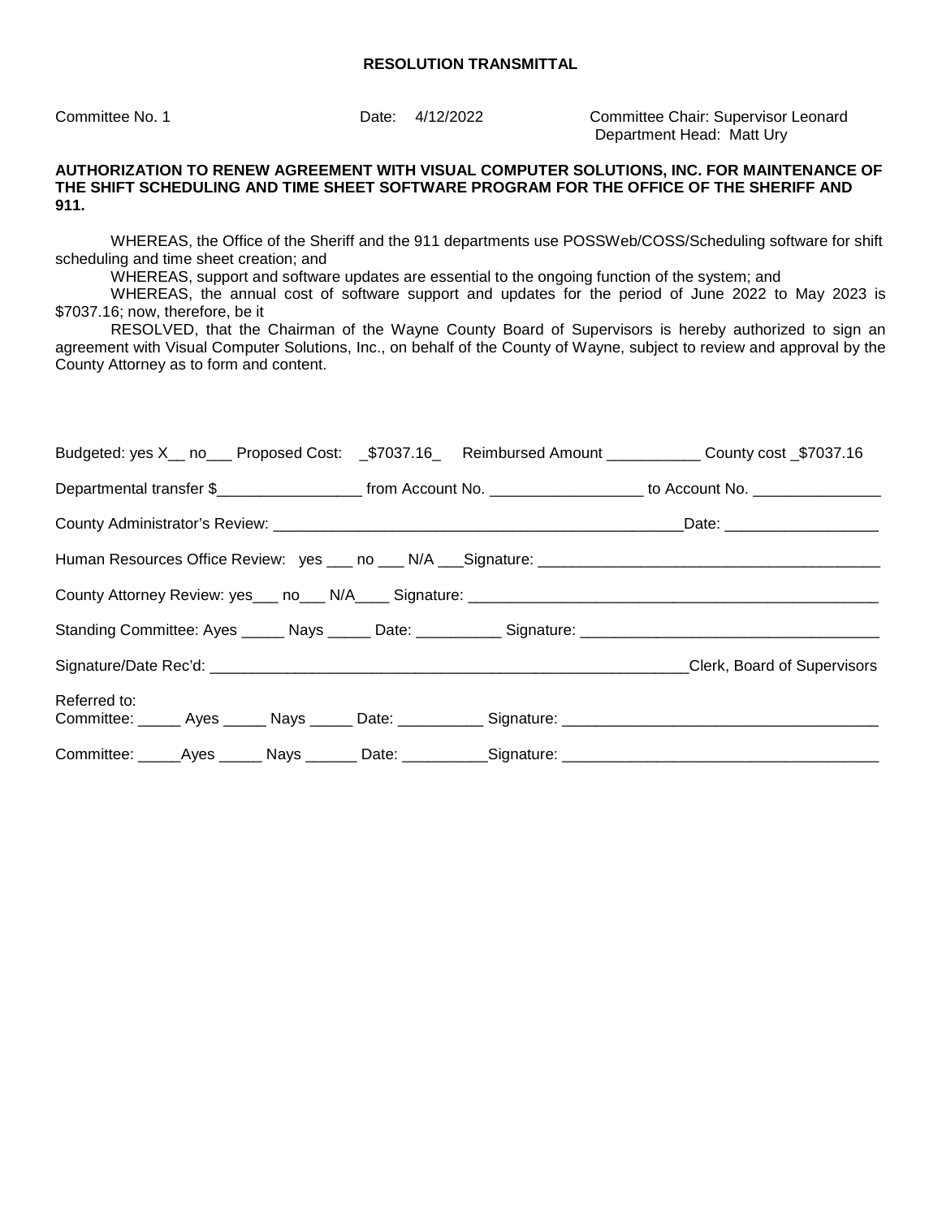**RESOLUTION TRANSMITTAL**

Committee No. 1 Date: 4/12/2022 Committee Chair: Supervisor Leonard
Department Head: Matt Ury

**AUTHORIZATION TO RENEW AGREEMENT WITH VISUAL COMPUTER SOLUTIONS, INC. FOR MAINTENANCE OF THE SHIFT SCHEDULING AND TIME SHEET SOFTWARE PROGRAM FOR THE OFFICE OF THE SHERIFF AND 911.**

WHEREAS, the Office of the Sheriff and the 911 departments use POSSWeb/COSS/Scheduling software for shift scheduling and time sheet creation; and

WHEREAS, support and software updates are essential to the ongoing function of the system; and

WHEREAS, the annual cost of software support and updates for the period of June 2022 to May 2023 is $7037.16; now, therefore, be it

RESOLVED, that the Chairman of the Wayne County Board of Supervisors is hereby authorized to sign an agreement with Visual Computer Solutions, Inc., on behalf of the County of Wayne, subject to review and approval by the County Attorney as to form and content.

Budgeted: yes X__ no___ Proposed Cost: _$7037.16_ Reimbursed Amount ___________ County cost _$7037.16

Departmental transfer $_________________ from Account No. __________________ to Account No. _______________

County Administrator's Review: __________________________________________________Date: __________________

Human Resources Office Review: yes ___ no ___ N/A ___Signature: ________________________________________

County Attorney Review: yes___ no___ N/A____ Signature: _________________________________________________

Standing Committee: Ayes _____ Nays _____ Date: __________ Signature: ___________________________________

Signature/Date Rec'd: __________________________________________________________Clerk, Board of Supervisors

Referred to:
Committee: _____ Ayes _____ Nays _____ Date: __________ Signature: ____________________________________

Committee: _____Ayes _____ Nays ______ Date: __________Signature: ____________________________________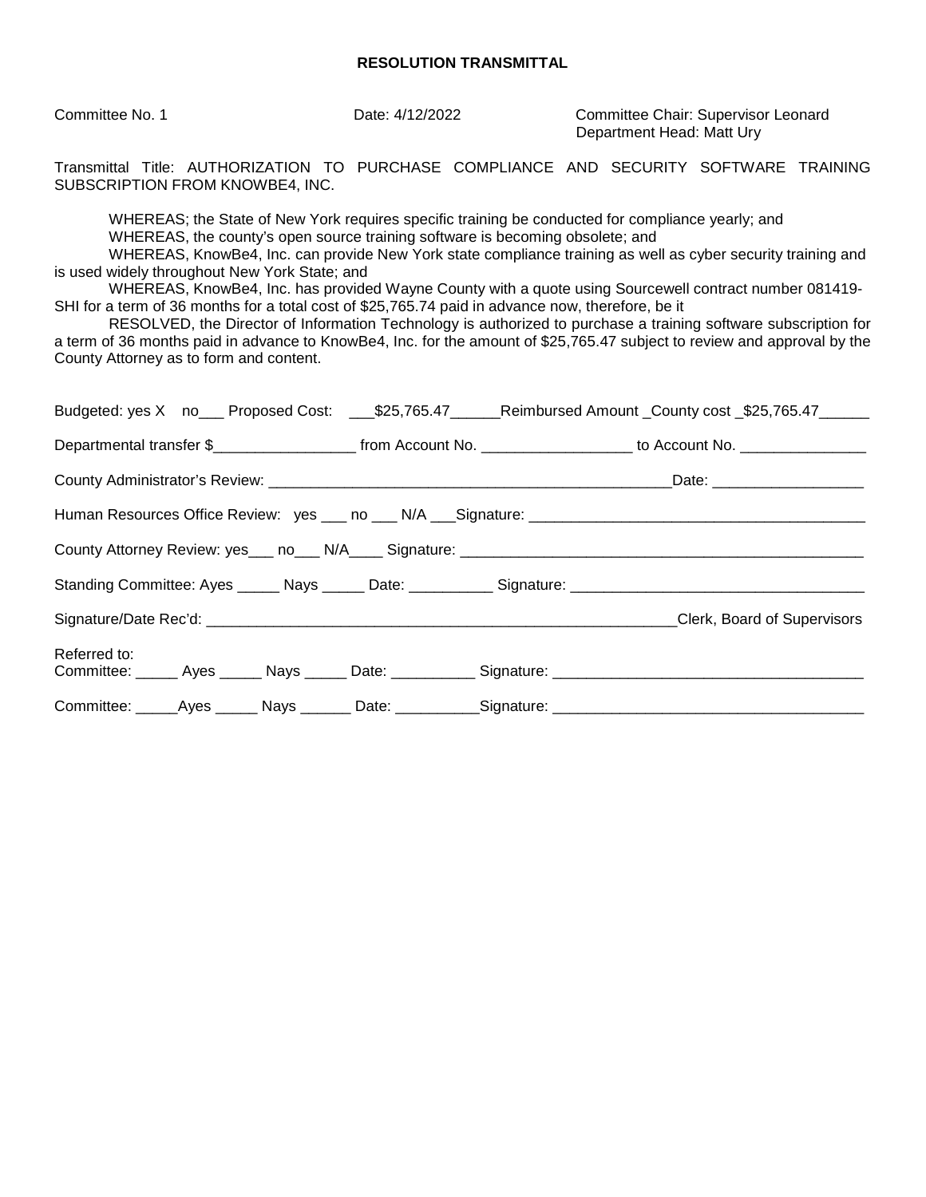**RESOLUTION TRANSMITTAL**

Committee No. 1 Date: 4/12/2022 Committee Chair: Supervisor Leonard
Department Head: Matt Ury

Transmittal Title: AUTHORIZATION TO PURCHASE COMPLIANCE AND SECURITY SOFTWARE TRAINING SUBSCRIPTION FROM KNOWBE4, INC.

WHEREAS; the State of New York requires specific training be conducted for compliance yearly; and
WHEREAS, the county's open source training software is becoming obsolete; and
WHEREAS, KnowBe4, Inc. can provide New York state compliance training as well as cyber security training and is used widely throughout New York State; and
WHEREAS, KnowBe4, Inc. has provided Wayne County with a quote using Sourcewell contract number 081419-SHI for a term of 36 months for a total cost of $25,765.74 paid in advance now, therefore, be it
RESOLVED, the Director of Information Technology is authorized to purchase a training software subscription for a term of 36 months paid in advance to KnowBe4, Inc. for the amount of $25,765.47 subject to review and approval by the County Attorney as to form and content.

Budgeted: yes X no___ Proposed Cost: ___$25,765.47______Reimbursed Amount _County cost _$25,765.47______

Departmental transfer $_________________ from Account No. __________________ to Account No. _______________

County Administrator's Review: __________________________________________________Date: __________________

Human Resources Office Review: yes ___ no ___ N/A ___Signature: ________________________________________

County Attorney Review: yes___ no___ N/A____ Signature: _________________________________________________

Standing Committee: Ayes _____ Nays _____ Date: __________ Signature: ___________________________________

Signature/Date Rec'd: ___________________________________________________________Clerk, Board of Supervisors

Referred to:
Committee: _____ Ayes _____ Nays _____ Date: __________ Signature: _____________________________________

Committee: _____Ayes _____ Nays ______ Date: __________Signature: _____________________________________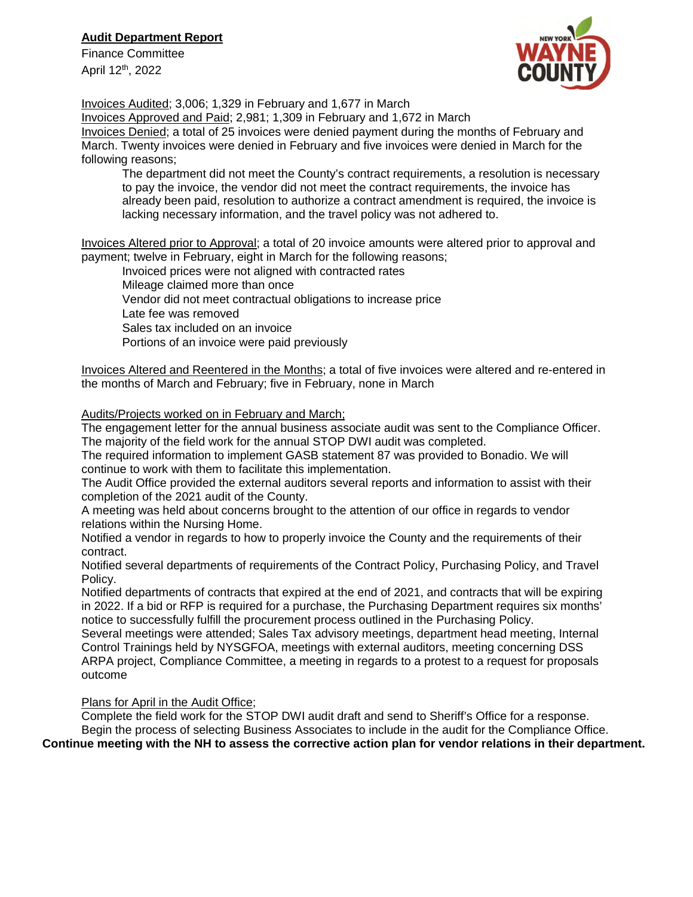**<u>Audit Department Report</u>**

Finance Committee

April 12th, 2022

<u>Invoices Audited</u>; 3,006; 1,329 in February and 1,677 in March

<u>Invoices Approved and Paid</u>; 2,981; 1,309 in February and 1,672 in March

<u>Invoices Denied</u>; a total of 25 invoices were denied payment during the months of February and March. Twenty invoices were denied in February and five invoices were denied in March for the following reasons;

> The department did not meet the County's contract requirements, a resolution is necessary to pay the invoice, the vendor did not meet the contract requirements, the invoice has already been paid, resolution to authorize a contract amendment is required, the invoice is lacking necessary information, and the travel policy was not adhered to.

<u>Invoices Altered prior to Approval</u>; a total of 20 invoice amounts were altered prior to approval and payment; twelve in February, eight in March for the following reasons;

- Invoiced prices were not aligned with contracted rates
- Mileage claimed more than once
- Vendor did not meet contractual obligations to increase price
- Late fee was removed
- Sales tax included on an invoice
- Portions of an invoice were paid previously

<u>Invoices Altered and Reentered in the Months</u>; a total of five invoices were altered and re-entered in the months of March and February; five in February, none in March

<u>Audits/Projects worked on in February and March;</u>

The engagement letter for the annual business associate audit was sent to the Compliance Officer.

The majority of the field work for the annual STOP DWI audit was completed.

The required information to implement GASB statement 87 was provided to Bonadio. We will continue to work with them to facilitate this implementation.

The Audit Office provided the external auditors several reports and information to assist with their completion of the 2021 audit of the County.

A meeting was held about concerns brought to the attention of our office in regards to vendor relations within the Nursing Home.

Notified a vendor in regards to how to properly invoice the County and the requirements of their contract.

Notified several departments of requirements of the Contract Policy, Purchasing Policy, and Travel Policy.

Notified departments of contracts that expired at the end of 2021, and contracts that will be expiring in 2022. If a bid or RFP is required for a purchase, the Purchasing Department requires six months' notice to successfully fulfill the procurement process outlined in the Purchasing Policy.

Several meetings were attended; Sales Tax advisory meetings, department head meeting, Internal Control Trainings held by NYSGFOA, meetings with external auditors, meeting concerning DSS ARPA project, Compliance Committee, a meeting in regards to a protest to a request for proposals outcome

<u>Plans for April in the Audit Office</u>;

Complete the field work for the STOP DWI audit draft and send to Sheriff's Office for a response.

Begin the process of selecting Business Associates to include in the audit for the Compliance Office.

**Continue meeting with the NH to assess the corrective action plan for vendor relations in their department.**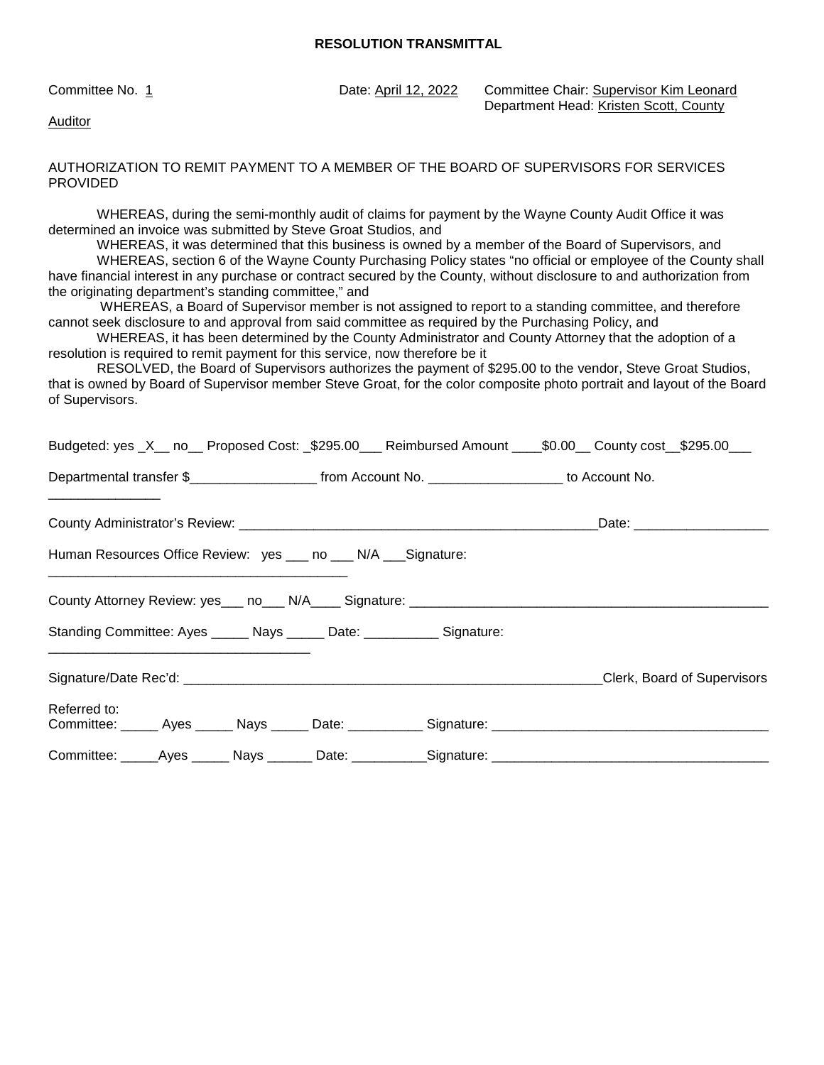**RESOLUTION TRANSMITTAL**

Committee No. 1 Date: April 12, 2022 Committee Chair: Supervisor Kim Leonard
Department Head: Kristen Scott, County Auditor

AUTHORIZATION TO REMIT PAYMENT TO A MEMBER OF THE BOARD OF SUPERVISORS FOR SERVICES PROVIDED

WHEREAS, during the semi-monthly audit of claims for payment by the Wayne County Audit Office it was determined an invoice was submitted by Steve Groat Studios, and

WHEREAS, it was determined that this business is owned by a member of the Board of Supervisors, and

WHEREAS, section 6 of the Wayne County Purchasing Policy states "no official or employee of the County shall have financial interest in any purchase or contract secured by the County, without disclosure to and authorization from the originating department's standing committee," and

WHEREAS, a Board of Supervisor member is not assigned to report to a standing committee, and therefore cannot seek disclosure to and approval from said committee as required by the Purchasing Policy, and

WHEREAS, it has been determined by the County Administrator and County Attorney that the adoption of a resolution is required to remit payment for this service, now therefore be it

RESOLVED, the Board of Supervisors authorizes the payment of $295.00 to the vendor, Steve Groat Studios, that is owned by Board of Supervisor member Steve Groat, for the color composite photo portrait and layout of the Board of Supervisors.

Budgeted: yes _X__ no__ Proposed Cost: _$295.00___ Reimbursed Amount ____$0.00__ County cost__$295.00___

Departmental transfer $_________________ from Account No. _________________ to Account No. _______________

County Administrator's Review: _________________________________________________Date: _________________

Human Resources Office Review: yes ___ no ___ N/A ___Signature: ________________________________________

County Attorney Review: yes___ no___ N/A____ Signature: _________________________________________________

Standing Committee: Ayes _____ Nays _____ Date: __________ Signature: ___________________________________

Signature/Date Rec'd: ________________________________________________________Clerk, Board of Supervisors

Referred to:
Committee: _____ Ayes _____ Nays _____ Date: __________ Signature: _____________________________________

Committee: _____Ayes _____ Nays ______ Date: __________Signature: _____________________________________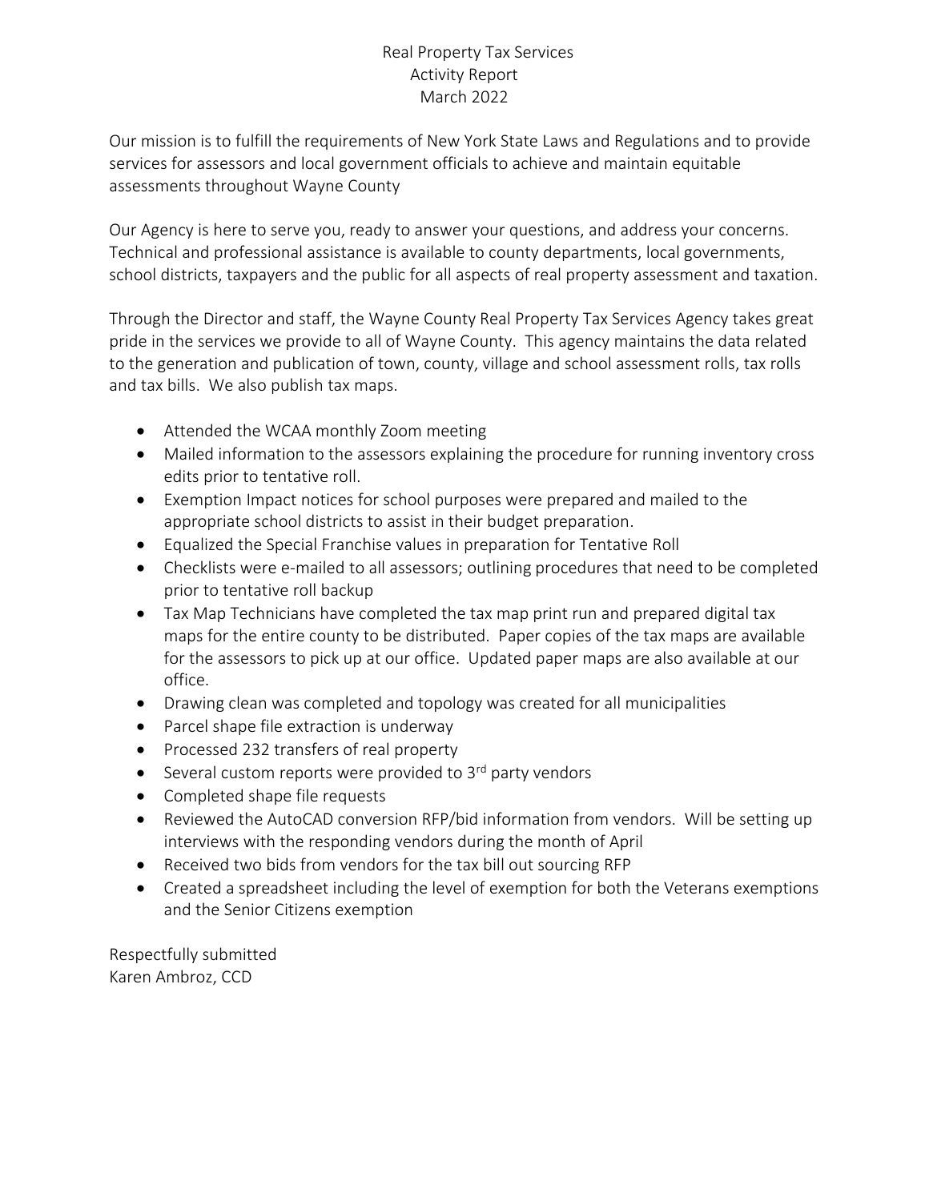# Real Property Tax Services
## Activity Report
## March 2022

Our mission is to fulfill the requirements of New York State Laws and Regulations and to provide services for assessors and local government officials to achieve and maintain equitable assessments throughout Wayne County

Our Agency is here to serve you, ready to answer your questions, and address your concerns. Technical and professional assistance is available to county departments, local governments, school districts, taxpayers and the public for all aspects of real property assessment and taxation.

Through the Director and staff, the Wayne County Real Property Tax Services Agency takes great pride in the services we provide to all of Wayne County. This agency maintains the data related to the generation and publication of town, county, village and school assessment rolls, tax rolls and tax bills. We also publish tax maps.

- Attended the WCAA monthly Zoom meeting
- Mailed information to the assessors explaining the procedure for running inventory cross edits prior to tentative roll.
- Exemption Impact notices for school purposes were prepared and mailed to the appropriate school districts to assist in their budget preparation.
- Equalized the Special Franchise values in preparation for Tentative Roll
- Checklists were e-mailed to all assessors; outlining procedures that need to be completed prior to tentative roll backup
- Tax Map Technicians have completed the tax map print run and prepared digital tax maps for the entire county to be distributed. Paper copies of the tax maps are available for the assessors to pick up at our office. Updated paper maps are also available at our office.
- Drawing clean was completed and topology was created for all municipalities
- Parcel shape file extraction is underway
- Processed 232 transfers of real property
- Several custom reports were provided to 3rd party vendors
- Completed shape file requests
- Reviewed the AutoCAD conversion RFP/bid information from vendors. Will be setting up interviews with the responding vendors during the month of April
- Received two bids from vendors for the tax bill out sourcing RFP
- Created a spreadsheet including the level of exemption for both the Veterans exemptions and the Senior Citizens exemption

Respectfully submitted
Karen Ambroz, CCD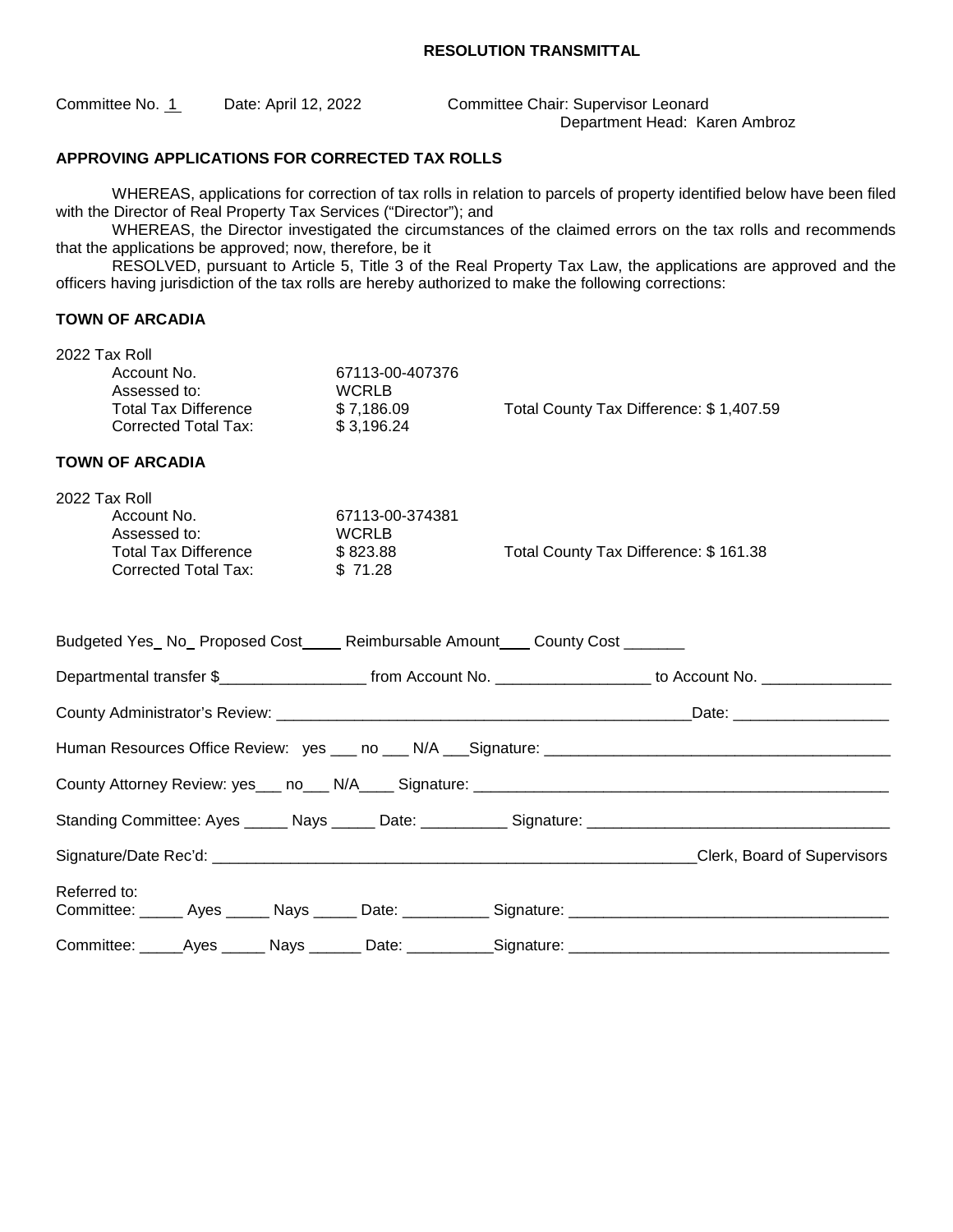**RESOLUTION TRANSMITTAL**

Committee No. 1 Date: April 12, 2022 Committee Chair: Supervisor Leonard
Department Head: Karen Ambroz

**APPROVING APPLICATIONS FOR CORRECTED TAX ROLLS**

WHEREAS, applications for correction of tax rolls in relation to parcels of property identified below have been filed with the Director of Real Property Tax Services ("Director"); and

WHEREAS, the Director investigated the circumstances of the claimed errors on the tax rolls and recommends that the applications be approved; now, therefore, be it

RESOLVED, pursuant to Article 5, Title 3 of the Real Property Tax Law, the applications are approved and the officers having jurisdiction of the tax rolls are hereby authorized to make the following corrections:

**TOWN OF ARCADIA**

2022 Tax Roll

Account No. 67113-00-407376
Assessed to: WCRLB
Total Tax Difference $ 7,186.09 Total County Tax Difference: $ 1,407.59
Corrected Total Tax: $ 3,196.24

**TOWN OF ARCADIA**

2022 Tax Roll

Account No. 67113-00-374381
Assessed to: WCRLB
Total Tax Difference $ 823.88 Total County Tax Difference: $ 161.38
Corrected Total Tax: $ 71.28

Budgeted Yes_ No_ Proposed Cost____ Reimbursable Amount___ County Cost _______

Departmental transfer $________________ from Account No. _________________ to Account No. _______________

County Administrator's Review: _______________________________________________Date: _________________

Human Resources Office Review: yes ___ no ___ N/A ___Signature: _______________________________________

County Attorney Review: yes___ no___ N/A____ Signature: ______________________________________________

Standing Committee: Ayes _____ Nays _____ Date: __________ Signature: __________________________________

Signature/Date Rec'd: _______________________________________________________Clerk, Board of Supervisors

Referred to:
Committee: _____ Ayes _____ Nays _____ Date: __________ Signature: ___________________________________

Committee: _____Ayes _____ Nays ______ Date: __________Signature: ___________________________________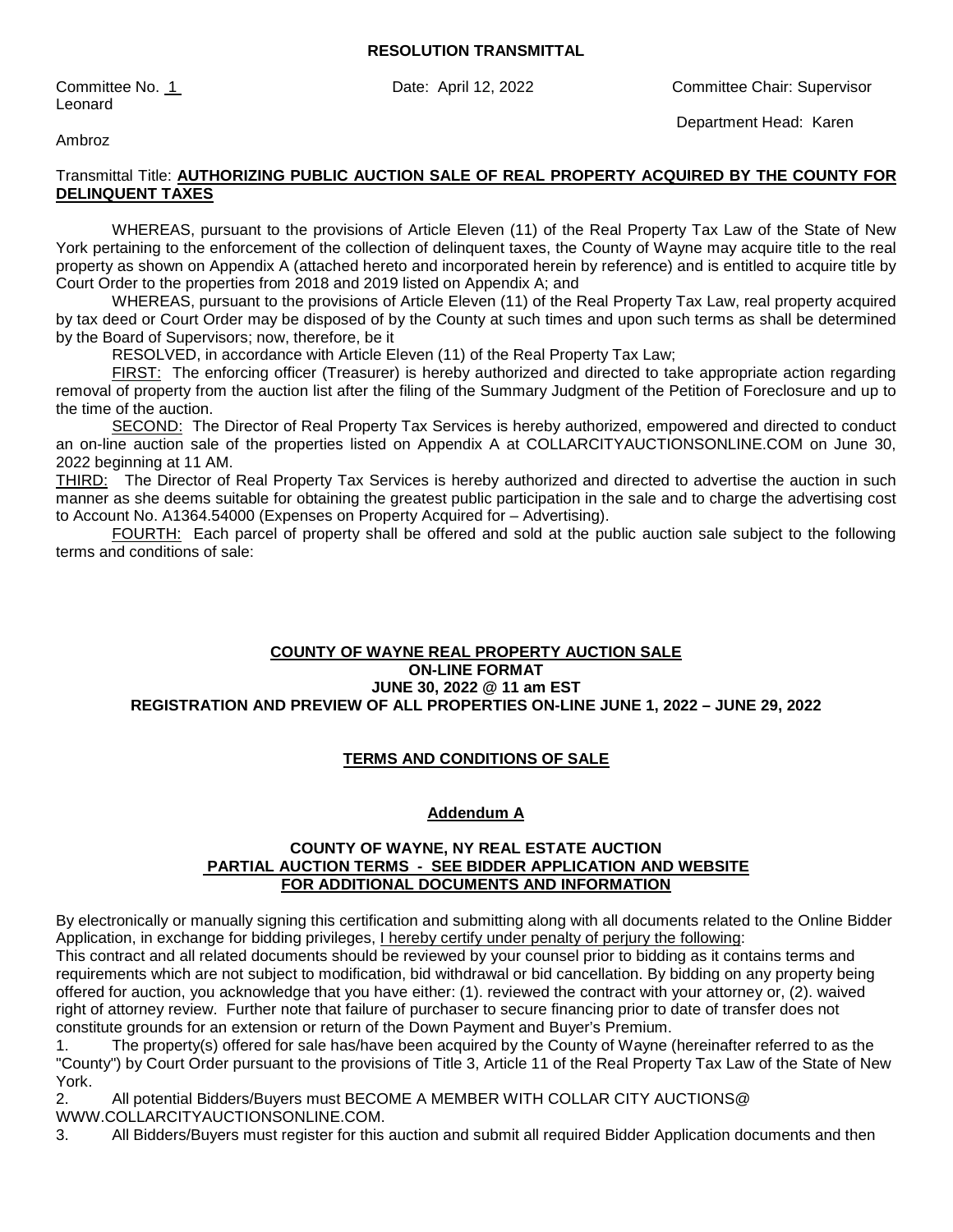**RESOLUTION TRANSMITTAL**

Committee No. 1 Date: April 12, 2022 Committee Chair: Supervisor Leonard

Department Head: Karen Ambroz

Transmittal Title: **AUTHORIZING PUBLIC AUCTION SALE OF REAL PROPERTY ACQUIRED BY THE COUNTY FOR DELINQUENT TAXES**

WHEREAS, pursuant to the provisions of Article Eleven (11) of the Real Property Tax Law of the State of New York pertaining to the enforcement of the collection of delinquent taxes, the County of Wayne may acquire title to the real property as shown on Appendix A (attached hereto and incorporated herein by reference) and is entitled to acquire title by Court Order to the properties from 2018 and 2019 listed on Appendix A; and

WHEREAS, pursuant to the provisions of Article Eleven (11) of the Real Property Tax Law, real property acquired by tax deed or Court Order may be disposed of by the County at such times and upon such terms as shall be determined by the Board of Supervisors; now, therefore, be it

RESOLVED, in accordance with Article Eleven (11) of the Real Property Tax Law;

FIRST: The enforcing officer (Treasurer) is hereby authorized and directed to take appropriate action regarding removal of property from the auction list after the filing of the Summary Judgment of the Petition of Foreclosure and up to the time of the auction.

SECOND: The Director of Real Property Tax Services is hereby authorized, empowered and directed to conduct an on-line auction sale of the properties listed on Appendix A at COLLARCITYAUCTIONSONLINE.COM on June 30, 2022 beginning at 11 AM.

THIRD: The Director of Real Property Tax Services is hereby authorized and directed to advertise the auction in such manner as she deems suitable for obtaining the greatest public participation in the sale and to charge the advertising cost to Account No. A1364.54000 (Expenses on Property Acquired for – Advertising).

FOURTH: Each parcel of property shall be offered and sold at the public auction sale subject to the following terms and conditions of sale:

**COUNTY OF WAYNE REAL PROPERTY AUCTION SALE**
**ON-LINE FORMAT**
**JUNE 30, 2022 @ 11 am EST**
**REGISTRATION AND PREVIEW OF ALL PROPERTIES ON-LINE JUNE 1, 2022 – JUNE 29, 2022**

**TERMS AND CONDITIONS OF SALE**

**Addendum A**

**COUNTY OF WAYNE, NY REAL ESTATE AUCTION**
**PARTIAL AUCTION TERMS - SEE BIDDER APPLICATION AND WEBSITE FOR ADDITIONAL DOCUMENTS AND INFORMATION**

By electronically or manually signing this certification and submitting along with all documents related to the Online Bidder Application, in exchange for bidding privileges, I hereby certify under penalty of perjury the following:

This contract and all related documents should be reviewed by your counsel prior to bidding as it contains terms and requirements which are not subject to modification, bid withdrawal or bid cancellation. By bidding on any property being offered for auction, you acknowledge that you have either: (1). reviewed the contract with your attorney or, (2). waived right of attorney review. Further note that failure of purchaser to secure financing prior to date of transfer does not constitute grounds for an extension or return of the Down Payment and Buyer's Premium.

1. The property(s) offered for sale has/have been acquired by the County of Wayne (hereinafter referred to as the "County") by Court Order pursuant to the provisions of Title 3, Article 11 of the Real Property Tax Law of the State of New York.
2. All potential Bidders/Buyers must BECOME A MEMBER WITH COLLAR CITY AUCTIONS@ WWW.COLLARCITYAUCTIONSONLINE.COM.
3. All Bidders/Buyers must register for this auction and submit all required Bidder Application documents and then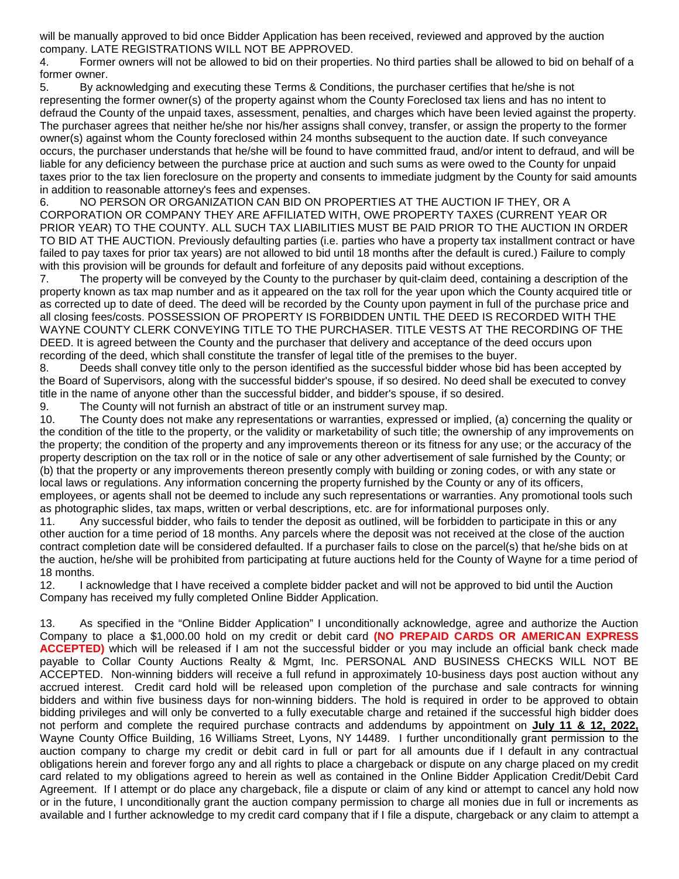will be manually approved to bid once Bidder Application has been received, reviewed and approved by the auction company. LATE REGISTRATIONS WILL NOT BE APPROVED.

4. Former owners will not be allowed to bid on their properties. No third parties shall be allowed to bid on behalf of a former owner.

5. By acknowledging and executing these Terms & Conditions, the purchaser certifies that he/she is not representing the former owner(s) of the property against whom the County Foreclosed tax liens and has no intent to defraud the County of the unpaid taxes, assessment, penalties, and charges which have been levied against the property. The purchaser agrees that neither he/she nor his/her assigns shall convey, transfer, or assign the property to the former owner(s) against whom the County foreclosed within 24 months subsequent to the auction date. If such conveyance occurs, the purchaser understands that he/she will be found to have committed fraud, and/or intent to defraud, and will be liable for any deficiency between the purchase price at auction and such sums as were owed to the County for unpaid taxes prior to the tax lien foreclosure on the property and consents to immediate judgment by the County for said amounts in addition to reasonable attorney's fees and expenses.

6. NO PERSON OR ORGANIZATION CAN BID ON PROPERTIES AT THE AUCTION IF THEY, OR A CORPORATION OR COMPANY THEY ARE AFFILIATED WITH, OWE PROPERTY TAXES (CURRENT YEAR OR PRIOR YEAR) TO THE COUNTY. ALL SUCH TAX LIABILITIES MUST BE PAID PRIOR TO THE AUCTION IN ORDER TO BID AT THE AUCTION. Previously defaulting parties (i.e. parties who have a property tax installment contract or have failed to pay taxes for prior tax years) are not allowed to bid until 18 months after the default is cured.) Failure to comply with this provision will be grounds for default and forfeiture of any deposits paid without exceptions.

7. The property will be conveyed by the County to the purchaser by quit-claim deed, containing a description of the property known as tax map number and as it appeared on the tax roll for the year upon which the County acquired title or as corrected up to date of deed. The deed will be recorded by the County upon payment in full of the purchase price and all closing fees/costs. POSSESSION OF PROPERTY IS FORBIDDEN UNTIL THE DEED IS RECORDED WITH THE WAYNE COUNTY CLERK CONVEYING TITLE TO THE PURCHASER. TITLE VESTS AT THE RECORDING OF THE DEED. It is agreed between the County and the purchaser that delivery and acceptance of the deed occurs upon recording of the deed, which shall constitute the transfer of legal title of the premises to the buyer.

8. Deeds shall convey title only to the person identified as the successful bidder whose bid has been accepted by the Board of Supervisors, along with the successful bidder's spouse, if so desired. No deed shall be executed to convey title in the name of anyone other than the successful bidder, and bidder's spouse, if so desired.

9. The County will not furnish an abstract of title or an instrument survey map.

10. The County does not make any representations or warranties, expressed or implied, (a) concerning the quality or the condition of the title to the property, or the validity or marketability of such title; the ownership of any improvements on the property; the condition of the property and any improvements thereon or its fitness for any use; or the accuracy of the property description on the tax roll or in the notice of sale or any other advertisement of sale furnished by the County; or (b) that the property or any improvements thereon presently comply with building or zoning codes, or with any state or local laws or regulations. Any information concerning the property furnished by the County or any of its officers, employees, or agents shall not be deemed to include any such representations or warranties. Any promotional tools such as photographic slides, tax maps, written or verbal descriptions, etc. are for informational purposes only.

11. Any successful bidder, who fails to tender the deposit as outlined, will be forbidden to participate in this or any other auction for a time period of 18 months. Any parcels where the deposit was not received at the close of the auction contract completion date will be considered defaulted. If a purchaser fails to close on the parcel(s) that he/she bids on at the auction, he/she will be prohibited from participating at future auctions held for the County of Wayne for a time period of 18 months.

12. I acknowledge that I have received a complete bidder packet and will not be approved to bid until the Auction Company has received my fully completed Online Bidder Application.

13. As specified in the "Online Bidder Application" I unconditionally acknowledge, agree and authorize the Auction Company to place a $1,000.00 hold on my credit or debit card **(NO PREPAID CARDS OR AMERICAN EXPRESS ACCEPTED)** which will be released if I am not the successful bidder or you may include an official bank check made payable to Collar County Auctions Realty & Mgmt, Inc. PERSONAL AND BUSINESS CHECKS WILL NOT BE ACCEPTED. Non-winning bidders will receive a full refund in approximately 10-business days post auction without any accrued interest. Credit card hold will be released upon completion of the purchase and sale contracts for winning bidders and within five business days for non-winning bidders. The hold is required in order to be approved to obtain bidding privileges and will only be converted to a fully executable charge and retained if the successful high bidder does not perform and complete the required purchase contracts and addendums by appointment on **July 11 & 12, 2022,** Wayne County Office Building, 16 Williams Street, Lyons, NY 14489. I further unconditionally grant permission to the auction company to charge my credit or debit card in full or part for all amounts due if I default in any contractual obligations herein and forever forgo any and all rights to place a chargeback or dispute on any charge placed on my credit card related to my obligations agreed to herein as well as contained in the Online Bidder Application Credit/Debit Card Agreement. If I attempt or do place any chargeback, file a dispute or claim of any kind or attempt to cancel any hold now or in the future, I unconditionally grant the auction company permission to charge all monies due in full or increments as available and I further acknowledge to my credit card company that if I file a dispute, chargeback or any claim to attempt a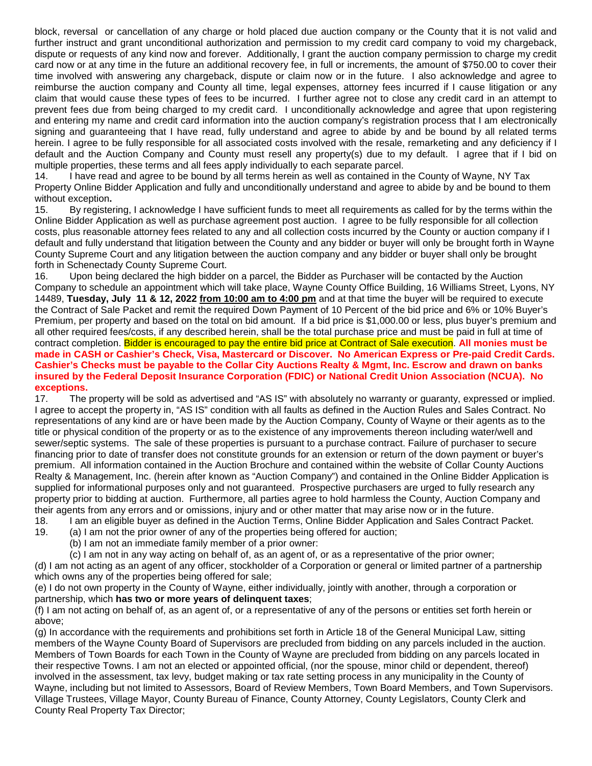block, reversal or cancellation of any charge or hold placed due auction company or the County that it is not valid and further instruct and grant unconditional authorization and permission to my credit card company to void my chargeback, dispute or requests of any kind now and forever. Additionally, I grant the auction company permission to charge my credit card now or at any time in the future an additional recovery fee, in full or increments, the amount of $750.00 to cover their time involved with answering any chargeback, dispute or claim now or in the future. I also acknowledge and agree to reimburse the auction company and County all time, legal expenses, attorney fees incurred if I cause litigation or any claim that would cause these types of fees to be incurred. I further agree not to close any credit card in an attempt to prevent fees due from being charged to my credit card. I unconditionally acknowledge and agree that upon registering and entering my name and credit card information into the auction company's registration process that I am electronically signing and guaranteeing that I have read, fully understand and agree to abide by and be bound by all related terms herein. I agree to be fully responsible for all associated costs involved with the resale, remarketing and any deficiency if I default and the Auction Company and County must resell any property(s) due to my default. I agree that if I bid on multiple properties, these terms and all fees apply individually to each separate parcel.

14. I have read and agree to be bound by all terms herein as well as contained in the County of Wayne, NY Tax Property Online Bidder Application and fully and unconditionally understand and agree to abide by and be bound to them without exception**.**

15. By registering, I acknowledge I have sufficient funds to meet all requirements as called for by the terms within the Online Bidder Application as well as purchase agreement post auction. I agree to be fully responsible for all collection costs, plus reasonable attorney fees related to any and all collection costs incurred by the County or auction company if I default and fully understand that litigation between the County and any bidder or buyer will only be brought forth in Wayne County Supreme Court and any litigation between the auction company and any bidder or buyer shall only be brought forth in Schenectady County Supreme Court.

16. Upon being declared the high bidder on a parcel, the Bidder as Purchaser will be contacted by the Auction Company to schedule an appointment which will take place, Wayne County Office Building, 16 Williams Street, Lyons, NY 14489, **Tuesday, July 11 & 12, 2022** **from 10:00 am to 4:00 pm** and at that time the buyer will be required to execute the Contract of Sale Packet and remit the required Down Payment of 10 Percent of the bid price and 6% or 10% Buyer's Premium, per property and based on the total on bid amount. If a bid price is $1,000.00 or less, plus buyer's premium and all other required fees/costs, if any described herein, shall be the total purchase price and must be paid in full at time of contract completion. Bidder is encouraged to pay the entire bid price at Contract of Sale execution. **All monies must be made in CASH or Cashier's Check, Visa, Mastercard or Discover. No American Express or Pre-paid Credit Cards. Cashier's Checks must be payable to the Collar City Auctions Realty & Mgmt, Inc. Escrow and drawn on banks insured by the Federal Deposit Insurance Corporation (FDIC) or National Credit Union Association (NCUA). No exceptions.**

17. The property will be sold as advertised and "AS IS" with absolutely no warranty or guaranty, expressed or implied. I agree to accept the property in, "AS IS" condition with all faults as defined in the Auction Rules and Sales Contract. No representations of any kind are or have been made by the Auction Company, County of Wayne or their agents as to the title or physical condition of the property or as to the existence of any improvements thereon including water/well and sewer/septic systems. The sale of these properties is pursuant to a purchase contract. Failure of purchaser to secure financing prior to date of transfer does not constitute grounds for an extension or return of the down payment or buyer's premium. All information contained in the Auction Brochure and contained within the website of Collar County Auctions Realty & Management, Inc. (herein after known as "Auction Company") and contained in the Online Bidder Application is supplied for informational purposes only and not guaranteed. Prospective purchasers are urged to fully research any property prior to bidding at auction. Furthermore, all parties agree to hold harmless the County, Auction Company and their agents from any errors and or omissions, injury and or other matter that may arise now or in the future.

18. I am an eligible buyer as defined in the Auction Terms, Online Bidder Application and Sales Contract Packet.

19. (a) I am not the prior owner of any of the properties being offered for auction;
 (b) I am not an immediate family member of a prior owner:
 (c) I am not in any way acting on behalf of, as an agent of, or as a representative of the prior owner;

(d) I am not acting as an agent of any officer, stockholder of a Corporation or general or limited partner of a partnership which owns any of the properties being offered for sale;

(e) I do not own property in the County of Wayne, either individually, jointly with another, through a corporation or partnership, which **has two or more years of delinquent taxes**;

(f) I am not acting on behalf of, as an agent of, or a representative of any of the persons or entities set forth herein or above;

(g) In accordance with the requirements and prohibitions set forth in Article 18 of the General Municipal Law, sitting members of the Wayne County Board of Supervisors are precluded from bidding on any parcels included in the auction. Members of Town Boards for each Town in the County of Wayne are precluded from bidding on any parcels located in their respective Towns. I am not an elected or appointed official, (nor the spouse, minor child or dependent, thereof) involved in the assessment, tax levy, budget making or tax rate setting process in any municipality in the County of Wayne, including but not limited to Assessors, Board of Review Members, Town Board Members, and Town Supervisors. Village Trustees, Village Mayor, County Bureau of Finance, County Attorney, County Legislators, County Clerk and County Real Property Tax Director;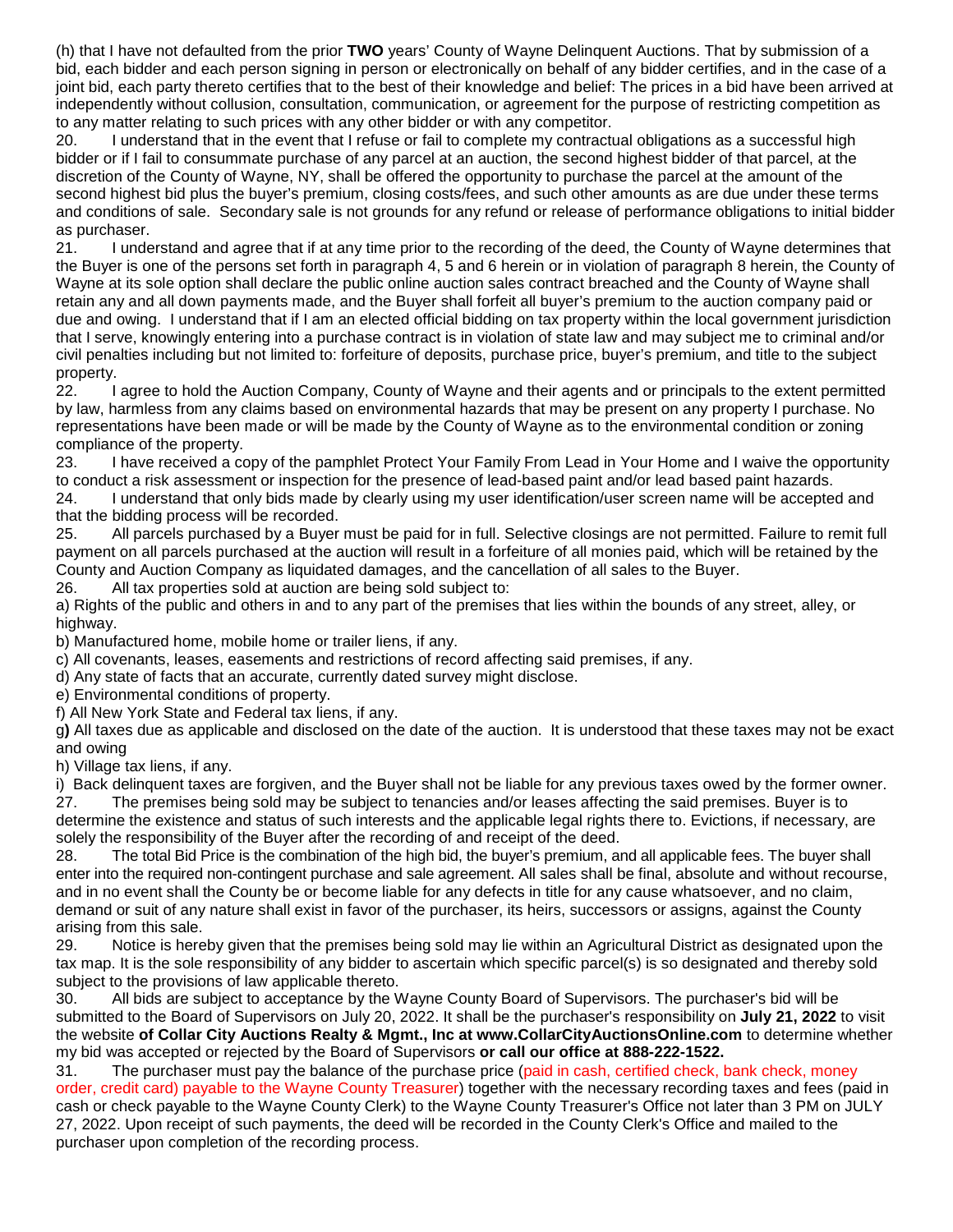(h) that I have not defaulted from the prior **TWO** years' County of Wayne Delinquent Auctions. That by submission of a bid, each bidder and each person signing in person or electronically on behalf of any bidder certifies, and in the case of a joint bid, each party thereto certifies that to the best of their knowledge and belief: The prices in a bid have been arrived at independently without collusion, consultation, communication, or agreement for the purpose of restricting competition as to any matter relating to such prices with any other bidder or with any competitor.

20. I understand that in the event that I refuse or fail to complete my contractual obligations as a successful high bidder or if I fail to consummate purchase of any parcel at an auction, the second highest bidder of that parcel, at the discretion of the County of Wayne, NY, shall be offered the opportunity to purchase the parcel at the amount of the second highest bid plus the buyer's premium, closing costs/fees, and such other amounts as are due under these terms and conditions of sale. Secondary sale is not grounds for any refund or release of performance obligations to initial bidder as purchaser.

21. I understand and agree that if at any time prior to the recording of the deed, the County of Wayne determines that the Buyer is one of the persons set forth in paragraph 4, 5 and 6 herein or in violation of paragraph 8 herein, the County of Wayne at its sole option shall declare the public online auction sales contract breached and the County of Wayne shall retain any and all down payments made, and the Buyer shall forfeit all buyer's premium to the auction company paid or due and owing. I understand that if I am an elected official bidding on tax property within the local government jurisdiction I serve, knowingly entering into a purchase contract is in violation of state law and may subject me to criminal and/or civil penalties including but not limited to: forfeiture of deposits, purchase price, buyer's premium, and title to the subject property.

22. I agree to hold the Auction Company, County of Wayne and their agents and or principals to the extent permitted by law, harmless from any claims based on environmental hazards that may be present on any property I purchase. No representations have been made or will be made by the County of Wayne as to the environmental condition or zoning compliance of the property.

23. I have received a copy of the pamphlet Protect Your Family From Lead in Your Home and I waive the opportunity to conduct a risk assessment or inspection for the presence of lead-based paint and/or lead based paint hazards.

24. I understand that only bids made by clearly using my user identification/user screen name will be accepted and that the bidding process will be recorded.

25. All parcels purchased by a Buyer must be paid for in full. Selective closings are not permitted. Failure to remit full payment on all parcels purchased at the auction will result in a forfeiture of all monies paid, which will be retained by the County and Auction Company as liquidated damages, and the cancellation of all sales to the Buyer.

26. All tax properties sold at auction are being sold subject to:

a) Rights of the public and others in and to any part of the premises that lies within the bounds of any street, alley, or highway.

b) Manufactured home, mobile home or trailer liens, if any.

c) All covenants, leases, easements and restrictions of record affecting said premises, if any.

d) Any state of facts that an accurate, currently dated survey might disclose.

e) Environmental conditions of property.

f) All New York State and Federal tax liens, if any.

g**)** All taxes due as applicable and disclosed on the date of the auction. It is understood that these taxes may not be exact and owing

h) Village tax liens, if any.

i) Back delinquent taxes are forgiven, and the Buyer shall not be liable for any previous taxes owed by the former owner.

27. The premises being sold may be subject to tenancies and/or leases affecting the said premises. Buyer is to determine the existence and status of such interests and the applicable legal rights there to. Evictions, if necessary, are solely the responsibility of the Buyer after the recording of and receipt of the deed.

28. The total Bid Price is the combination of the high bid, the buyer's premium, and all applicable fees. The buyer shall enter into the required non-contingent purchase and sale agreement. All sales shall be final, absolute and without recourse, and in no event shall the County be or become liable for any defects in title for any cause whatsoever, and no claim, demand or suit of any nature shall exist in favor of the purchaser, its heirs, successors or assigns, against the County arising from this sale.

29. Notice is hereby given that the premises being sold may lie within an Agricultural District as designated upon the tax map. It is the sole responsibility of any bidder to ascertain which specific parcel(s) is so designated and thereby sold subject to the provisions of law applicable thereto.

30. All bids are subject to acceptance by the Wayne County Board of Supervisors. The purchaser's bid will be submitted to the Board of Supervisors on July 20, 2022. It shall be the purchaser's responsibility on **July 21, 2022** to visit the website **of Collar City Auctions Realty & Mgmt., Inc at www.CollarCityAuctionsOnline.com** to determine whether my bid was accepted or rejected by the Board of Supervisors **or call our office at 888-222-1522.**

31. The purchaser must pay the balance of the purchase price (paid in cash, certified check, bank check, money order, credit card) payable to the Wayne County Treasurer) together with the necessary recording taxes and fees (paid in cash or check payable to the Wayne County Clerk) to the Wayne County Treasurer's Office not later than 3 PM on JULY 27, 2022. Upon receipt of such payments, the deed will be recorded in the County Clerk's Office and mailed to the purchaser upon completion of the recording process.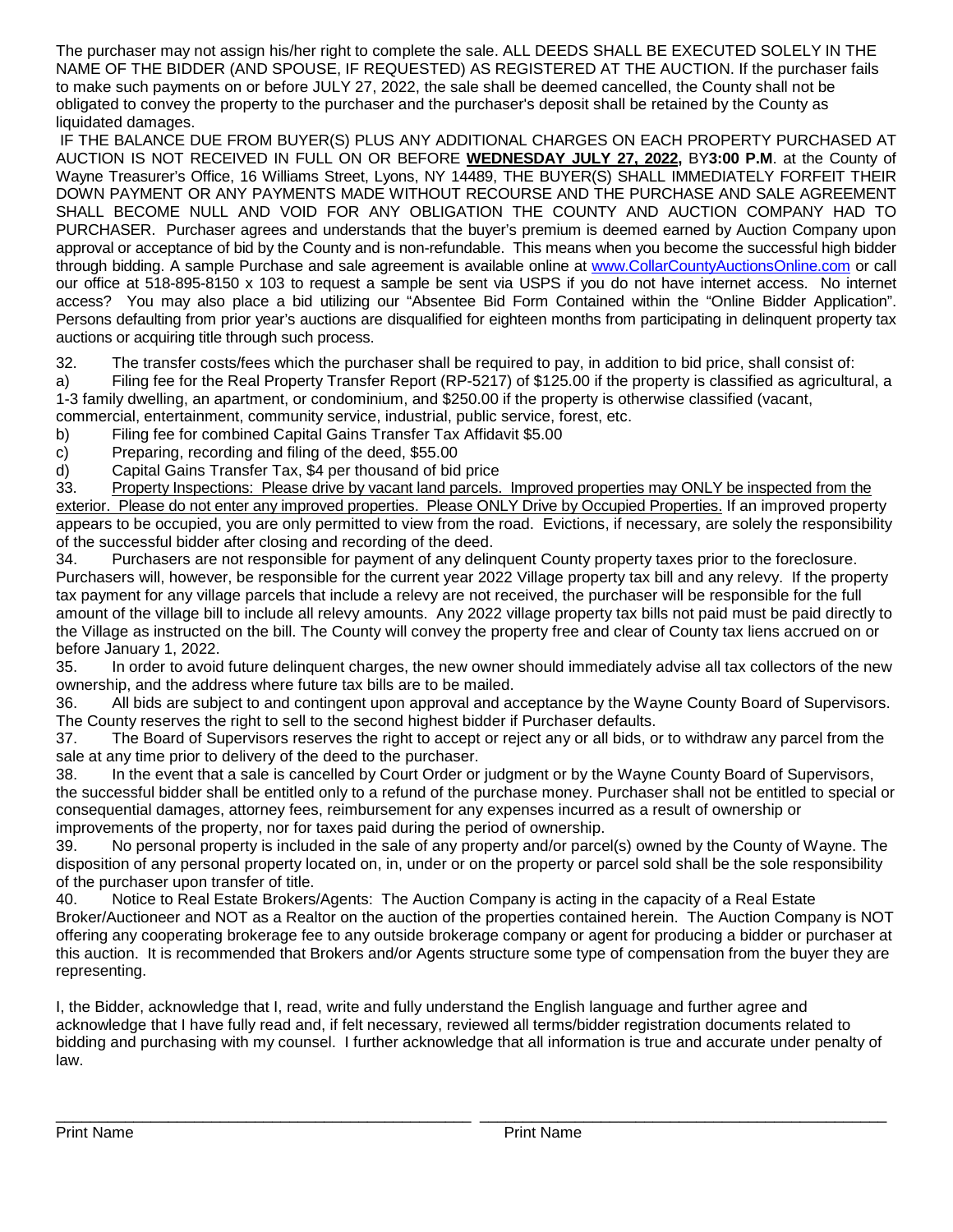The purchaser may not assign his/her right to complete the sale. ALL DEEDS SHALL BE EXECUTED SOLELY IN THE NAME OF THE BIDDER (AND SPOUSE, IF REQUESTED) AS REGISTERED AT THE AUCTION. If the purchaser fails to make such payments on or before JULY 27, 2022, the sale shall be deemed cancelled, the County shall not be obligated to convey the property to the purchaser and the purchaser's deposit shall be retained by the County as liquidated damages.

IF THE BALANCE DUE FROM BUYER(S) PLUS ANY ADDITIONAL CHARGES ON EACH PROPERTY PURCHASED AT AUCTION IS NOT RECEIVED IN FULL ON OR BEFORE **WEDNESDAY JULY 27, 2022,** BY **3:00 P.M**. at the County of Wayne Treasurer's Office, 16 Williams Street, Lyons, NY 14489, THE BUYER(S) SHALL IMMEDIATELY FORFEIT THEIR DOWN PAYMENT OR ANY PAYMENTS MADE WITHOUT RECOURSE AND THE PURCHASE AND SALE AGREEMENT SHALL BECOME NULL AND VOID FOR ANY OBLIGATION THE COUNTY AND AUCTION COMPANY HAD TO PURCHASER. Purchaser agrees and understands that the buyer's premium is deemed earned by Auction Company upon approval or acceptance of bid by the County and is non-refundable. This means when you become the successful high bidder through bidding. A sample Purchase and sale agreement is available online at www.CollarCountyAuctionsOnline.com or call our office at 518-895-8150 x 103 to request a sample be sent via USPS if you do not have internet access. No internet access? You may also place a bid utilizing our "Absentee Bid Form Contained within the "Online Bidder Application". Persons defaulting from prior year's auctions are disqualified for eighteen months from participating in delinquent property tax auctions or acquiring title through such process.

32. The transfer costs/fees which the purchaser shall be required to pay, in addition to bid price, shall consist of:

a) Filing fee for the Real Property Transfer Report (RP-5217) of $125.00 if the property is classified as agricultural, a 1-3 family dwelling, an apartment, or condominium, and $250.00 if the property is otherwise classified (vacant, commercial, entertainment, community service, industrial, public service, forest, etc.

b) Filing fee for combined Capital Gains Transfer Tax Affidavit $5.00

c) Preparing, recording and filing of the deed, $55.00

d) Capital Gains Transfer Tax, $4 per thousand of bid price

33. Property Inspections: Please drive by vacant land parcels. Improved properties may ONLY be inspected from the exterior. Please do not enter any improved properties. Please ONLY Drive by Occupied Properties. If an improved property appears to be occupied, you are only permitted to view from the road. Evictions, if necessary, are solely the responsibility of the successful bidder after closing and recording of the deed.

34. Purchasers are not responsible for payment of any delinquent County property taxes prior to the foreclosure. Purchasers will, however, be responsible for the current year 2022 Village property tax bill and any relevy. If the property tax payment for any village parcels that include a relevy are not received, the purchaser will be responsible for the full amount of the village bill to include all relevy amounts. Any 2022 village property tax bills not paid must be paid directly to the Village as instructed on the bill. The County will convey the property free and clear of County tax liens accrued on or before January 1, 2022.

35. In order to avoid future delinquent charges, the new owner should immediately advise all tax collectors of the new ownership, and the address where future tax bills are to be mailed.

36. All bids are subject to and contingent upon approval and acceptance by the Wayne County Board of Supervisors. The County reserves the right to sell to the second highest bidder if Purchaser defaults.

37. The Board of Supervisors reserves the right to accept or reject any or all bids, or to withdraw any parcel from the sale at any time prior to delivery of the deed to the purchaser.

38. In the event that a sale is cancelled by Court Order or judgment or by the Wayne County Board of Supervisors, the successful bidder shall be entitled only to a refund of the purchase money. Purchaser shall not be entitled to special or consequential damages, attorney fees, reimbursement for any expenses incurred as a result of ownership or improvements of the property, nor for taxes paid during the period of ownership.

39. No personal property is included in the sale of any property and/or parcel(s) owned by the County of Wayne. The disposition of any personal property located on, in, under or on the property or parcel sold shall be the sole responsibility of the purchaser upon transfer of title.

40. Notice to Real Estate Brokers/Agents: The Auction Company is acting in the capacity of a Real Estate Broker/Auctioneer and NOT as a Realtor on the auction of the properties contained herein. The Auction Company is NOT offering any cooperating brokerage fee to any outside brokerage company or agent for producing a bidder or purchaser at this auction. It is recommended that Brokers and/or Agents structure some type of compensation from the buyer they are representing.

I, the Bidder, acknowledge that I, read, write and fully understand the English language and further agree and acknowledge that I have fully read and, if felt necessary, reviewed all terms/bidder registration documents related to bidding and purchasing with my counsel. I further acknowledge that all information is true and accurate under penalty of law.

_________________________________________________ _________________________________________________

Print Name Print Name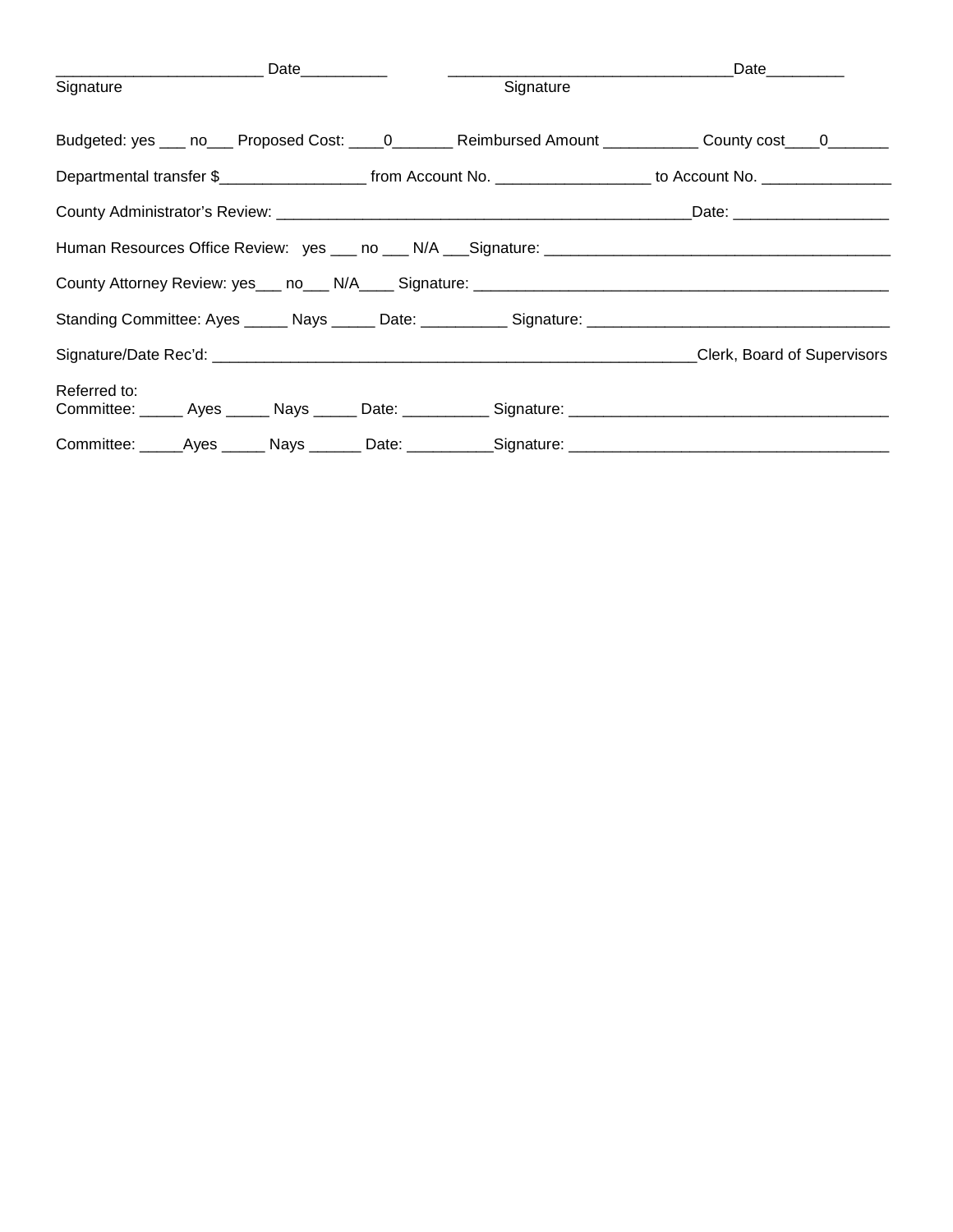________________________ Date__________ _________________________________Date_________
Signature Signature

Budgeted: yes ___ no___ Proposed Cost: ____0_______ Reimbursed Amount ___________ County cost____0_______

Departmental transfer $_________________ from Account No. _________________ to Account No. _______________

County Administrator's Review: ________________________________________________Date: __________________

Human Resources Office Review: yes ___ no ___ N/A ___Signature: ________________________________________

County Attorney Review: yes___ no___ N/A____ Signature: ________________________________________________

Standing Committee: Ayes _____ Nays _____ Date: __________ Signature: ___________________________________

Signature/Date Rec'd: _______________________________________________________Clerk, Board of Supervisors

Referred to:
Committee: _____ Ayes _____ Nays _____ Date: __________ Signature: _____________________________________

Committee: _____Ayes _____ Nays ______ Date: __________Signature: _____________________________________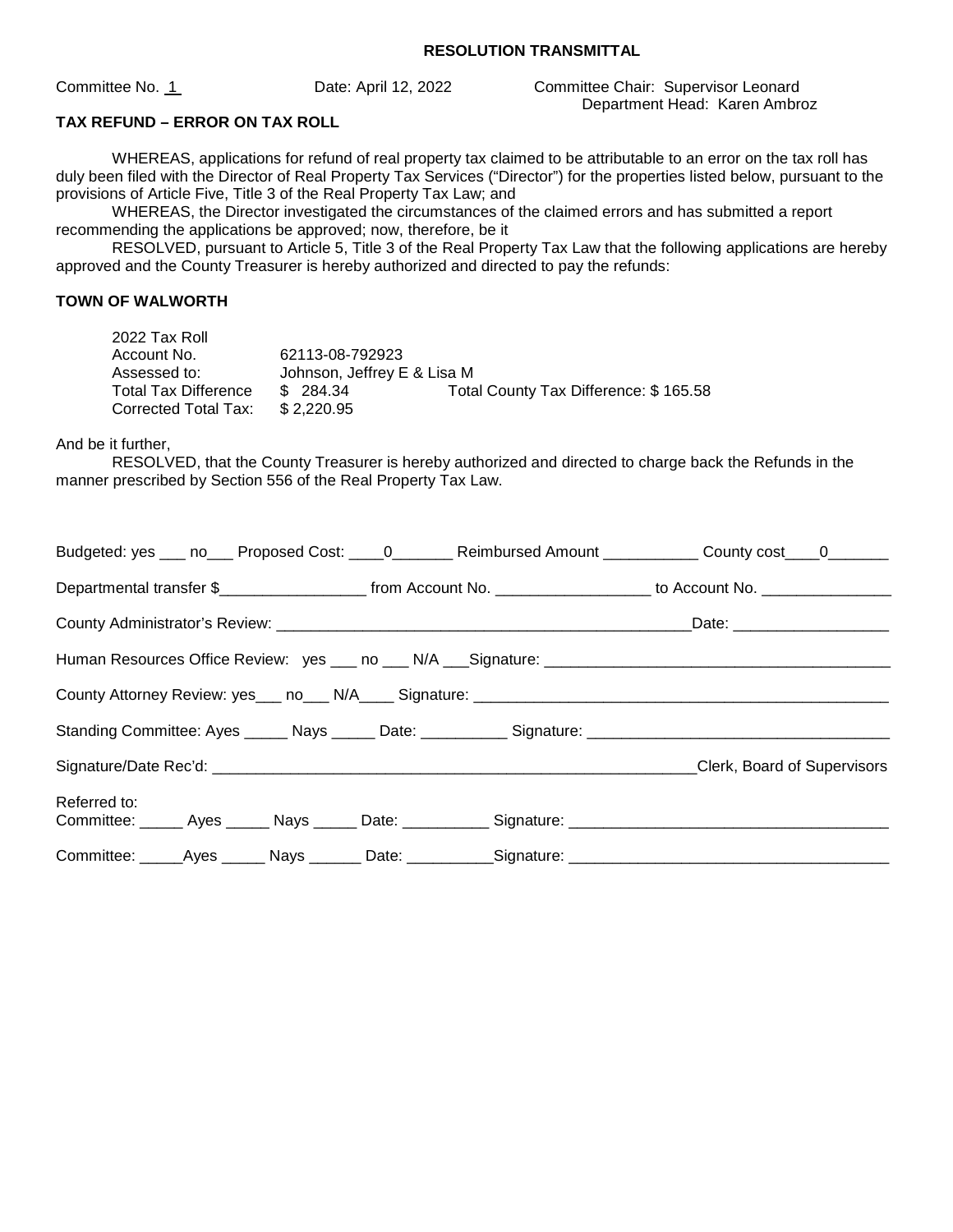**RESOLUTION TRANSMITTAL**

Committee No. 1 Date: April 12, 2022 Committee Chair: Supervisor Leonard
Department Head: Karen Ambroz

**TAX REFUND – ERROR ON TAX ROLL**

WHEREAS, applications for refund of real property tax claimed to be attributable to an error on the tax roll has duly been filed with the Director of Real Property Tax Services ("Director") for the properties listed below, pursuant to the provisions of Article Five, Title 3 of the Real Property Tax Law; and

WHEREAS, the Director investigated the circumstances of the claimed errors and has submitted a report recommending the applications be approved; now, therefore, be it

RESOLVED, pursuant to Article 5, Title 3 of the Real Property Tax Law that the following applications are hereby approved and the County Treasurer is hereby authorized and directed to pay the refunds:

**TOWN OF WALWORTH**

| | | |
|---|---|---|
| 2022 Tax Roll | | |
| Account No. | 62113-08-792923 | |
| Assessed to: | Johnson, Jeffrey E & Lisa M | |
| Total Tax Difference | $ 284.34 | Total County Tax Difference: $ 165.58 |
| Corrected Total Tax: | $ 2,220.95 | |

And be it further,

RESOLVED, that the County Treasurer is hereby authorized and directed to charge back the Refunds in the manner prescribed by Section 556 of the Real Property Tax Law.

Budgeted: yes ___ no___ Proposed Cost: ____0_______ Reimbursed Amount ___________ County cost____0_______

Departmental transfer $_________________ from Account No. __________________ to Account No. _______________

County Administrator's Review: _________________________________________________Date: __________________

Human Resources Office Review: yes ___ no ___ N/A ___Signature: _________________________________________

County Attorney Review: yes___ no___ N/A____ Signature: ____________________________________________________

Standing Committee: Ayes _____ Nays _____ Date: __________ Signature: ___________________________________

Signature/Date Rec'd: __________________________________________________________Clerk, Board of Supervisors

Referred to:
Committee: _____ Ayes _____ Nays _____ Date: __________ Signature: _____________________________________

Committee: _____Ayes _____ Nays ______ Date: __________Signature: _____________________________________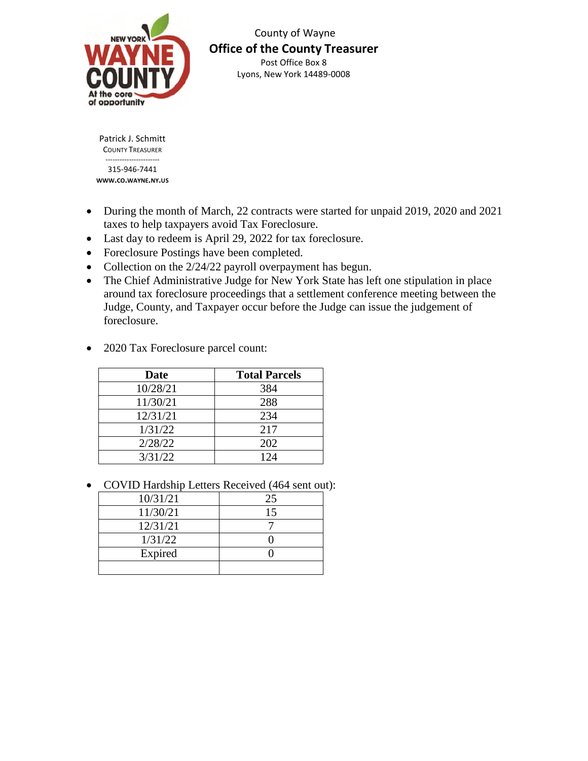County of Wayne

**Office of the County Treasurer**

Post Office Box 8

Lyons, New York 14489-0008

Patrick J. Schmitt

County Treasurer

315-946-7441

WWW.CO.WAYNE.NY.US

- During the month of March, 22 contracts were started for unpaid 2019, 2020 and 2021 taxes to help taxpayers avoid Tax Foreclosure.
- Last day to redeem is April 29, 2022 for tax foreclosure.
- Foreclosure Postings have been completed.
- Collection on the 2/24/22 payroll overpayment has begun.
- The Chief Administrative Judge for New York State has left one stipulation in place around tax foreclosure proceedings that a settlement conference meeting between the Judge, County, and Taxpayer occur before the Judge can issue the judgement of foreclosure.

- 2020 Tax Foreclosure parcel count:

| Date | Total Parcels |
|---|---|
| 10/28/21 | 384 |
| 11/30/21 | 288 |
| 12/31/21 | 234 |
| 1/31/22 | 217 |
| 2/28/22 | 202 |
| 3/31/22 | 124 |

- COVID Hardship Letters Received (464 sent out):

| | |
|---|---|
| 10/31/21 | 25 |
| 11/30/21 | 15 |
| 12/31/21 | 7 |
| 1/31/22 | 0 |
| Expired | 0 |
| | |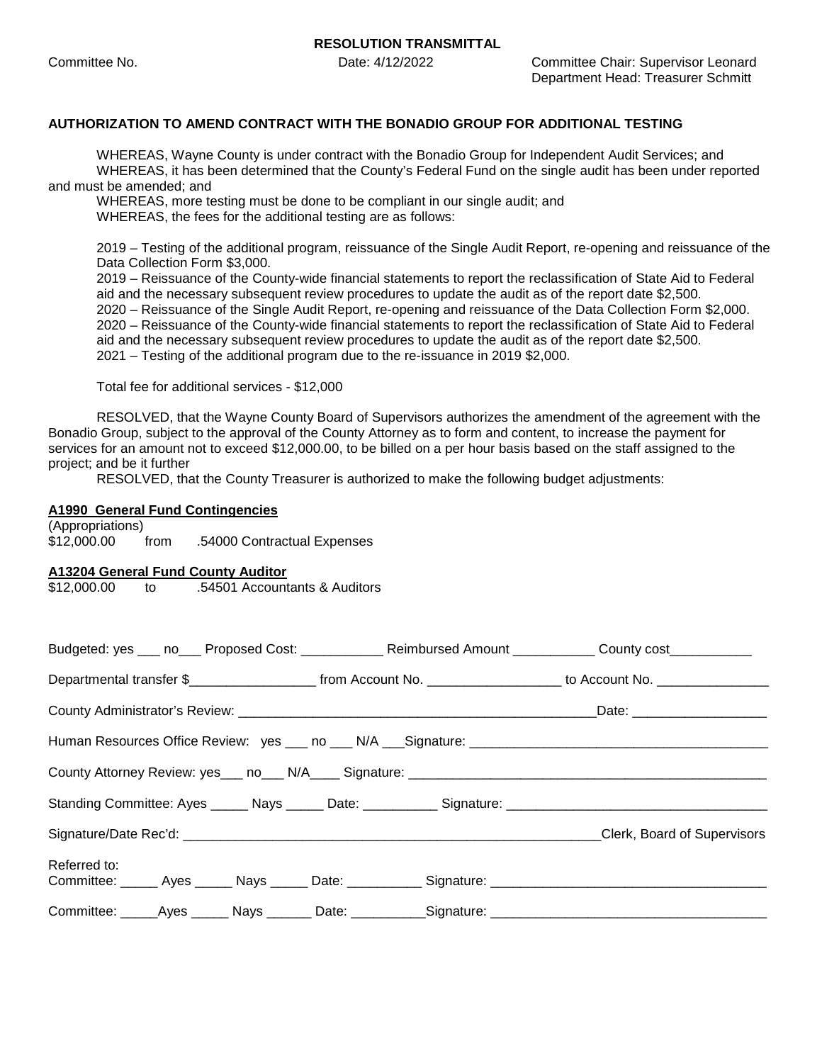**RESOLUTION TRANSMITTAL**

Committee No. Date: 4/12/2022 Committee Chair: Supervisor Leonard
Department Head: Treasurer Schmitt

**AUTHORIZATION TO AMEND CONTRACT WITH THE BONADIO GROUP FOR ADDITIONAL TESTING**

WHEREAS, Wayne County is under contract with the Bonadio Group for Independent Audit Services; and
WHEREAS, it has been determined that the County's Federal Fund on the single audit has been under reported and must be amended; and
WHEREAS, more testing must be done to be compliant in our single audit; and
WHEREAS, the fees for the additional testing are as follows:

2019 – Testing of the additional program, reissuance of the Single Audit Report, re-opening and reissuance of the Data Collection Form $3,000.
2019 – Reissuance of the County-wide financial statements to report the reclassification of State Aid to Federal aid and the necessary subsequent review procedures to update the audit as of the report date $2,500.
2020 – Reissuance of the Single Audit Report, re-opening and reissuance of the Data Collection Form $2,000.
2020 – Reissuance of the County-wide financial statements to report the reclassification of State Aid to Federal aid and the necessary subsequent review procedures to update the audit as of the report date $2,500.
2021 – Testing of the additional program due to the re-issuance in 2019 $2,000.

Total fee for additional services - $12,000

RESOLVED, that the Wayne County Board of Supervisors authorizes the amendment of the agreement with the Bonadio Group, subject to the approval of the County Attorney as to form and content, to increase the payment for services for an amount not to exceed $12,000.00, to be billed on a per hour basis based on the staff assigned to the project; and be it further
RESOLVED, that the County Treasurer is authorized to make the following budget adjustments:

**A1990 General Fund Contingencies**
(Appropriations)
$12,000.00 from .54000 Contractual Expenses

**A13204 General Fund County Auditor**
$12,000.00 to .54501 Accountants & Auditors

Budgeted: yes ___ no___ Proposed Cost: ___________ Reimbursed Amount ___________ County cost___________

Departmental transfer $_________________ from Account No. _________________ to Account No. _______________

County Administrator's Review: _______________________________________________Date: __________________

Human Resources Office Review: yes ___ no ___ N/A ___Signature: ________________________________________

County Attorney Review: yes___ no___ N/A____ Signature: _________________________________________________

Standing Committee: Ayes _____ Nays _____ Date: __________ Signature: ___________________________________

Signature/Date Rec'd: __________________________________________________________Clerk, Board of Supervisors

Referred to:
Committee: _____ Ayes _____ Nays _____ Date: __________ Signature: _____________________________________

Committee: _____Ayes _____ Nays ______ Date: __________Signature: _____________________________________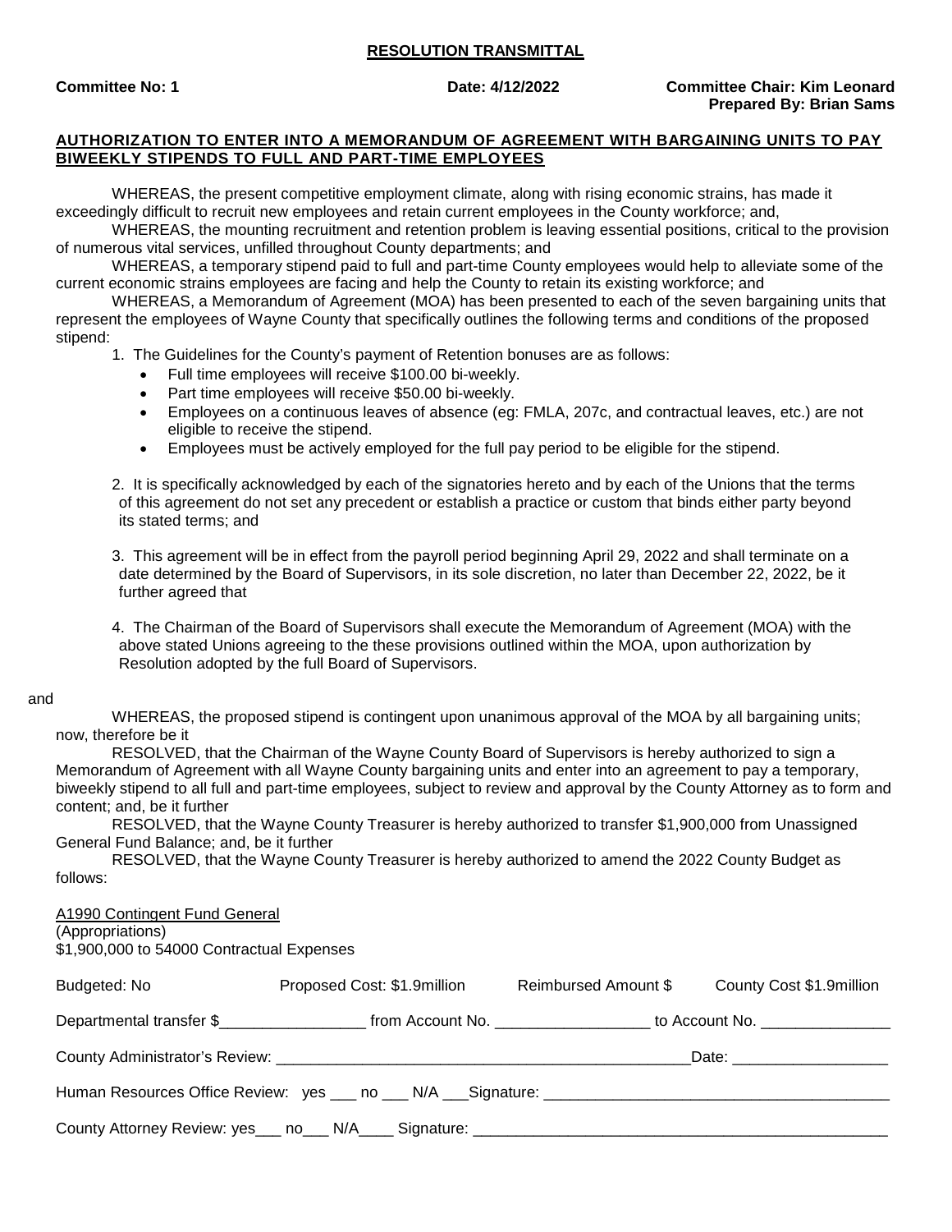**RESOLUTION TRANSMITTAL**

**Committee No: 1** **Date: 4/12/2022** **Committee Chair: Kim Leonard**
**Prepared By: Brian Sams**

**AUTHORIZATION TO ENTER INTO A MEMORANDUM OF AGREEMENT WITH BARGAINING UNITS TO PAY BIWEEKLY STIPENDS TO FULL AND PART-TIME EMPLOYEES**

WHEREAS, the present competitive employment climate, along with rising economic strains, has made it exceedingly difficult to recruit new employees and retain current employees in the County workforce; and,

WHEREAS, the mounting recruitment and retention problem is leaving essential positions, critical to the provision of numerous vital services, unfilled throughout County departments; and

WHEREAS, a temporary stipend paid to full and part-time County employees would help to alleviate some of the current economic strains employees are facing and help the County to retain its existing workforce; and

WHEREAS, a Memorandum of Agreement (MOA) has been presented to each of the seven bargaining units that represent the employees of Wayne County that specifically outlines the following terms and conditions of the proposed stipend:

1. The Guidelines for the County's payment of Retention bonuses are as follows:
   - Full time employees will receive $100.00 bi-weekly.
   - Part time employees will receive $50.00 bi-weekly.
   - Employees on a continuous leaves of absence (eg: FMLA, 207c, and contractual leaves, etc.) are not eligible to receive the stipend.
   - Employees must be actively employed for the full pay period to be eligible for the stipend.

2. It is specifically acknowledged by each of the signatories hereto and by each of the Unions that the terms of this agreement do not set any precedent or establish a practice or custom that binds either party beyond its stated terms; and

3. This agreement will be in effect from the payroll period beginning April 29, 2022 and shall terminate on a date determined by the Board of Supervisors, in its sole discretion, no later than December 22, 2022, be it further agreed that

4. The Chairman of the Board of Supervisors shall execute the Memorandum of Agreement (MOA) with the above stated Unions agreeing to the these provisions outlined within the MOA, upon authorization by Resolution adopted by the full Board of Supervisors.

and

WHEREAS, the proposed stipend is contingent upon unanimous approval of the MOA by all bargaining units; now, therefore be it

RESOLVED, that the Chairman of the Wayne County Board of Supervisors is hereby authorized to sign a Memorandum of Agreement with all Wayne County bargaining units and enter into an agreement to pay a temporary, biweekly stipend to all full and part-time employees, subject to review and approval by the County Attorney as to form and content; and, be it further

RESOLVED, that the Wayne County Treasurer is hereby authorized to transfer $1,900,000 from Unassigned General Fund Balance; and, be it further

RESOLVED, that the Wayne County Treasurer is hereby authorized to amend the 2022 County Budget as follows:

A1990 Contingent Fund General
(Appropriations)
$1,900,000 to 54000 Contractual Expenses

Budgeted: No Proposed Cost: $1.9million Reimbursed Amount $ County Cost $1.9million

Departmental transfer $_________________ from Account No. __________________ to Account No. _______________

County Administrator's Review: __________________________________________________Date: __________________

Human Resources Office Review: yes ___ no ___ N/A ___Signature: _______________________________________

County Attorney Review: yes___ no___ N/A____ Signature: ______________________________________________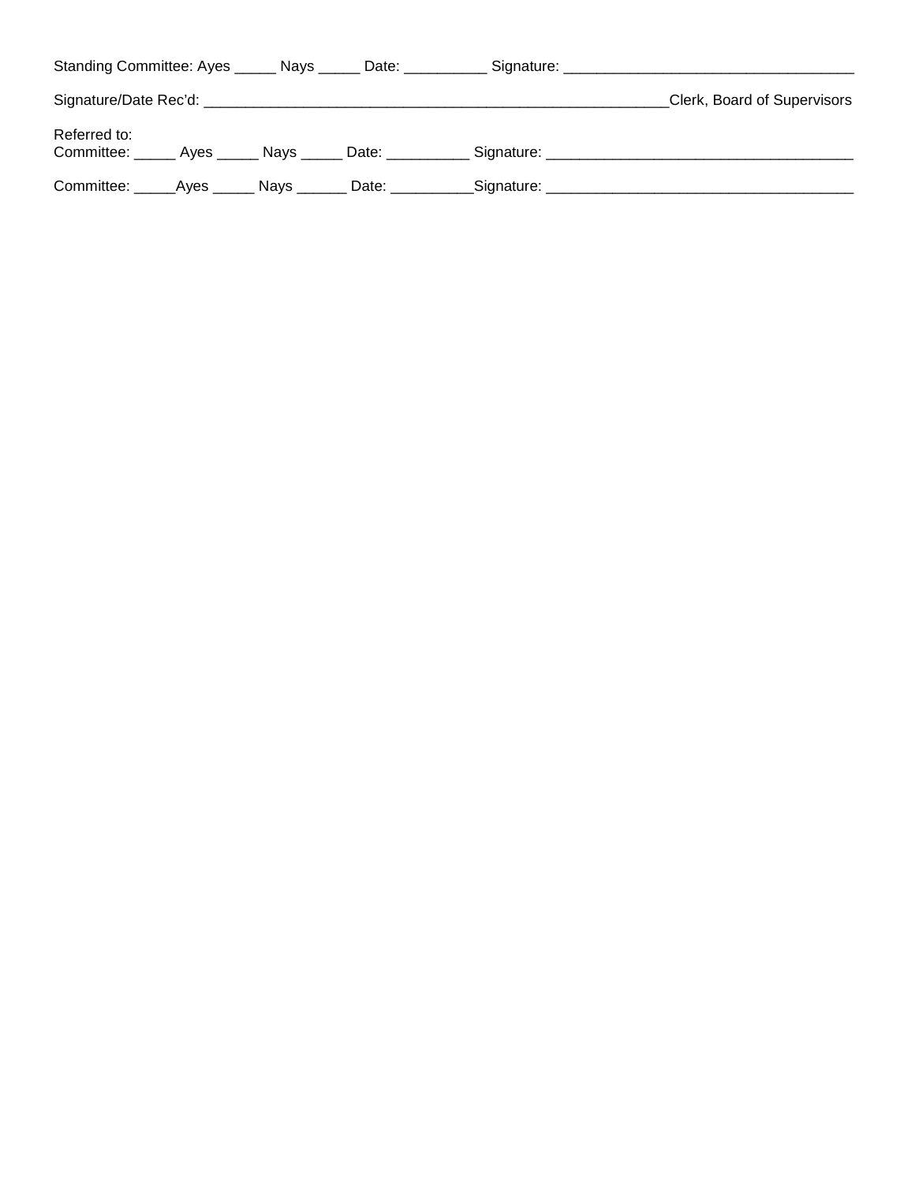Standing Committee: Ayes _____ Nays _____ Date: __________ Signature: ___________________________________

Signature/Date Rec'd: _______________________________________________________Clerk, Board of Supervisors

Referred to:
Committee: _____ Ayes _____ Nays _____ Date: __________ Signature: _____________________________________

Committee: _____Ayes _____ Nays ______ Date: __________Signature: _____________________________________